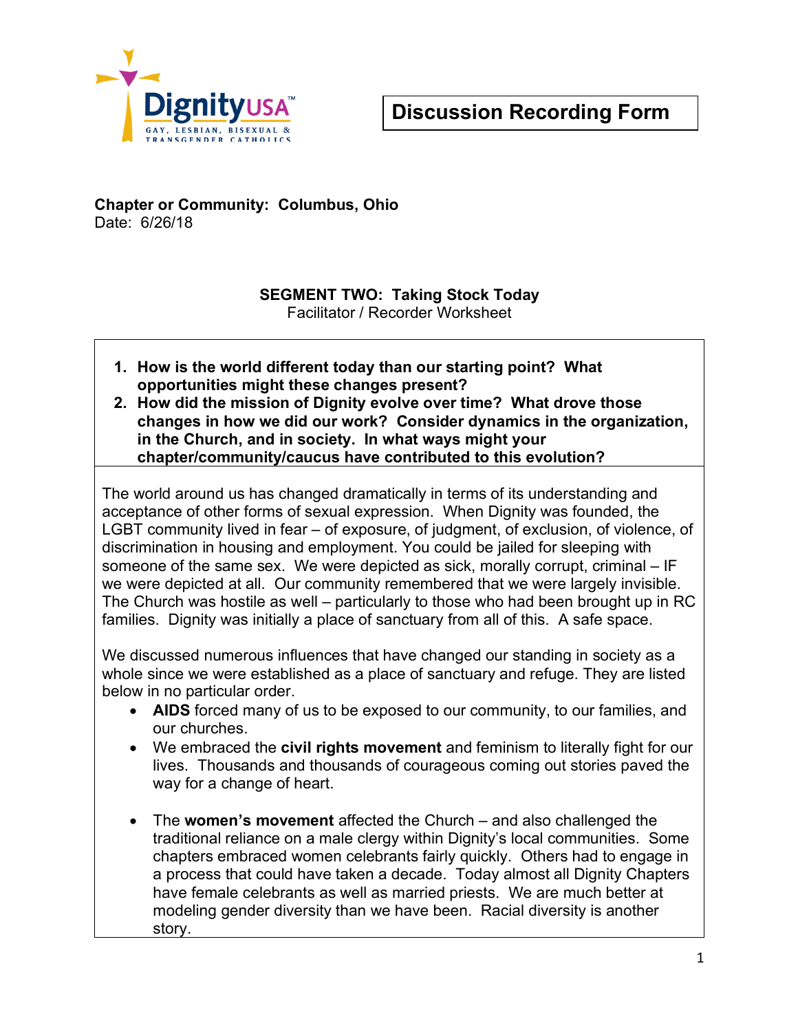DignityUSA
GAY, LESBIAN, BISEXUAL & TRANSGENDER CATHOLICS

# Discussion Recording Form

**Chapter or Community: Columbus, Ohio**
Date: 6/26/18

**SEGMENT TWO: Taking Stock Today**
Facilitator / Recorder Worksheet

1. **How is the world different today than our starting point? What opportunities might these changes present?**
2. **How did the mission of Dignity evolve over time? What drove those changes in how we did our work? Consider dynamics in the organization, in the Church, and in society. In what ways might your chapter/community/caucus have contributed to this evolution?**

The world around us has changed dramatically in terms of its understanding and acceptance of other forms of sexual expression. When Dignity was founded, the LGBT community lived in fear – of exposure, of judgment, of exclusion, of violence, of discrimination in housing and employment. You could be jailed for sleeping with someone of the same sex. We were depicted as sick, morally corrupt, criminal – IF we were depicted at all. Our community remembered that we were largely invisible. The Church was hostile as well – particularly to those who had been brought up in RC families. Dignity was initially a place of sanctuary from all of this. A safe space.

We discussed numerous influences that have changed our standing in society as a whole since we were established as a place of sanctuary and refuge. They are listed below in no particular order.

- **AIDS** forced many of us to be exposed to our community, to our families, and our churches.
- We embraced the **civil rights movement** and feminism to literally fight for our lives. Thousands and thousands of courageous coming out stories paved the way for a change of heart.
- The **women's movement** affected the Church – and also challenged the traditional reliance on a male clergy within Dignity's local communities. Some chapters embraced women celebrants fairly quickly. Others had to engage in a process that could have taken a decade. Today almost all Dignity Chapters have female celebrants as well as married priests. We are much better at modeling gender diversity than we have been. Racial diversity is another story.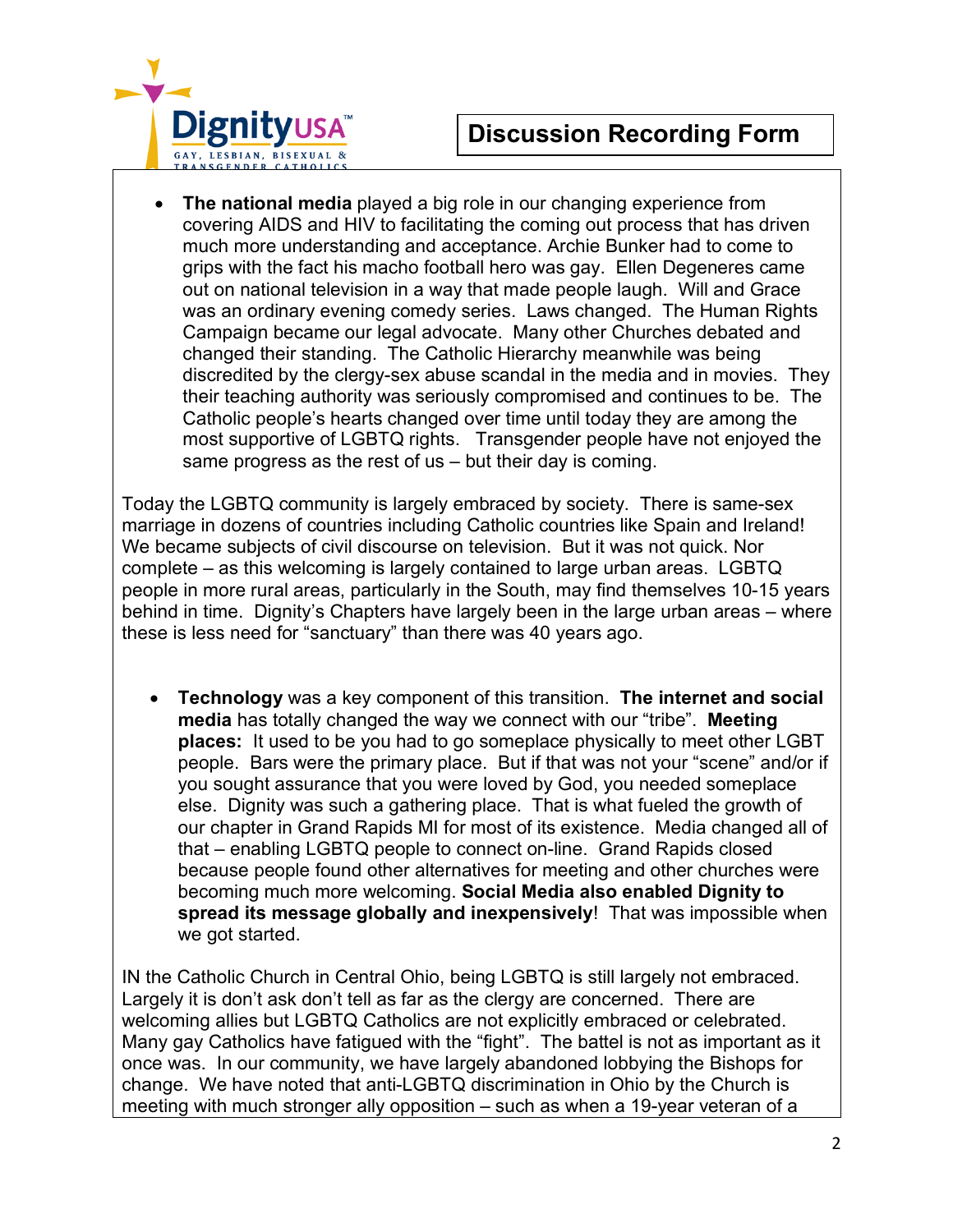# Discussion Recording Form

- **The national media** played a big role in our changing experience from covering AIDS and HIV to facilitating the coming out process that has driven much more understanding and acceptance. Archie Bunker had to come to grips with the fact his macho football hero was gay. Ellen Degeneres came out on national television in a way that made people laugh. Will and Grace was an ordinary evening comedy series. Laws changed. The Human Rights Campaign became our legal advocate. Many other Churches debated and changed their standing. The Catholic Hierarchy meanwhile was being discredited by the clergy-sex abuse scandal in the media and in movies. They their teaching authority was seriously compromised and continues to be. The Catholic people's hearts changed over time until today they are among the most supportive of LGBTQ rights. Transgender people have not enjoyed the same progress as the rest of us – but their day is coming.

Today the LGBTQ community is largely embraced by society. There is same-sex marriage in dozens of countries including Catholic countries like Spain and Ireland! We became subjects of civil discourse on television. But it was not quick. Nor complete – as this welcoming is largely contained to large urban areas. LGBTQ people in more rural areas, particularly in the South, may find themselves 10-15 years behind in time. Dignity's Chapters have largely been in the large urban areas – where these is less need for "sanctuary" than there was 40 years ago.

- **Technology** was a key component of this transition. **The internet and social media** has totally changed the way we connect with our "tribe". **Meeting places:** It used to be you had to go someplace physically to meet other LGBT people. Bars were the primary place. But if that was not your "scene" and/or if you sought assurance that you were loved by God, you needed someplace else. Dignity was such a gathering place. That is what fueled the growth of our chapter in Grand Rapids MI for most of its existence. Media changed all of that – enabling LGBTQ people to connect on-line. Grand Rapids closed because people found other alternatives for meeting and other churches were becoming much more welcoming. **Social Media also enabled Dignity to spread its message globally and inexpensively**! That was impossible when we got started.

IN the Catholic Church in Central Ohio, being LGBTQ is still largely not embraced. Largely it is don't ask don't tell as far as the clergy are concerned. There are welcoming allies but LGBTQ Catholics are not explicitly embraced or celebrated. Many gay Catholics have fatigued with the "fight". The battel is not as important as it once was. In our community, we have largely abandoned lobbying the Bishops for change. We have noted that anti-LGBTQ discrimination in Ohio by the Church is meeting with much stronger ally opposition – such as when a 19-year veteran of a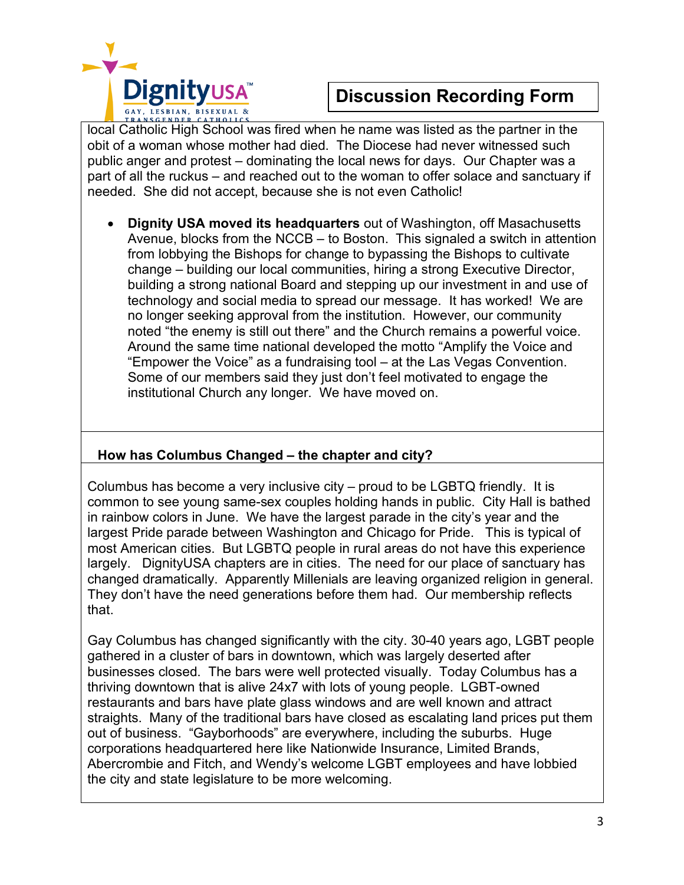# Discussion Recording Form

local Catholic High School was fired when he name was listed as the partner in the obit of a woman whose mother had died. The Diocese had never witnessed such public anger and protest – dominating the local news for days. Our Chapter was a part of all the ruckus – and reached out to the woman to offer solace and sanctuary if needed. She did not accept, because she is not even Catholic!

- **Dignity USA moved its headquarters** out of Washington, off Masachusetts Avenue, blocks from the NCCB – to Boston. This signaled a switch in attention from lobbying the Bishops for change to bypassing the Bishops to cultivate change – building our local communities, hiring a strong Executive Director, building a strong national Board and stepping up our investment in and use of technology and social media to spread our message. It has worked! We are no longer seeking approval from the institution. However, our community noted "the enemy is still out there" and the Church remains a powerful voice. Around the same time national developed the motto "Amplify the Voice and "Empower the Voice" as a fundraising tool – at the Las Vegas Convention. Some of our members said they just don't feel motivated to engage the institutional Church any longer. We have moved on.

**How has Columbus Changed – the chapter and city?**

Columbus has become a very inclusive city – proud to be LGBTQ friendly. It is common to see young same-sex couples holding hands in public. City Hall is bathed in rainbow colors in June. We have the largest parade in the city's year and the largest Pride parade between Washington and Chicago for Pride. This is typical of most American cities. But LGBTQ people in rural areas do not have this experience largely. DignityUSA chapters are in cities. The need for our place of sanctuary has changed dramatically. Apparently Millenials are leaving organized religion in general. They don't have the need generations before them had. Our membership reflects that.

Gay Columbus has changed significantly with the city. 30-40 years ago, LGBT people gathered in a cluster of bars in downtown, which was largely deserted after businesses closed. The bars were well protected visually. Today Columbus has a thriving downtown that is alive 24x7 with lots of young people. LGBT-owned restaurants and bars have plate glass windows and are well known and attract straights. Many of the traditional bars have closed as escalating land prices put them out of business. "Gayborhoods" are everywhere, including the suburbs. Huge corporations headquartered here like Nationwide Insurance, Limited Brands, Abercrombie and Fitch, and Wendy's welcome LGBT employees and have lobbied the city and state legislature to be more welcoming.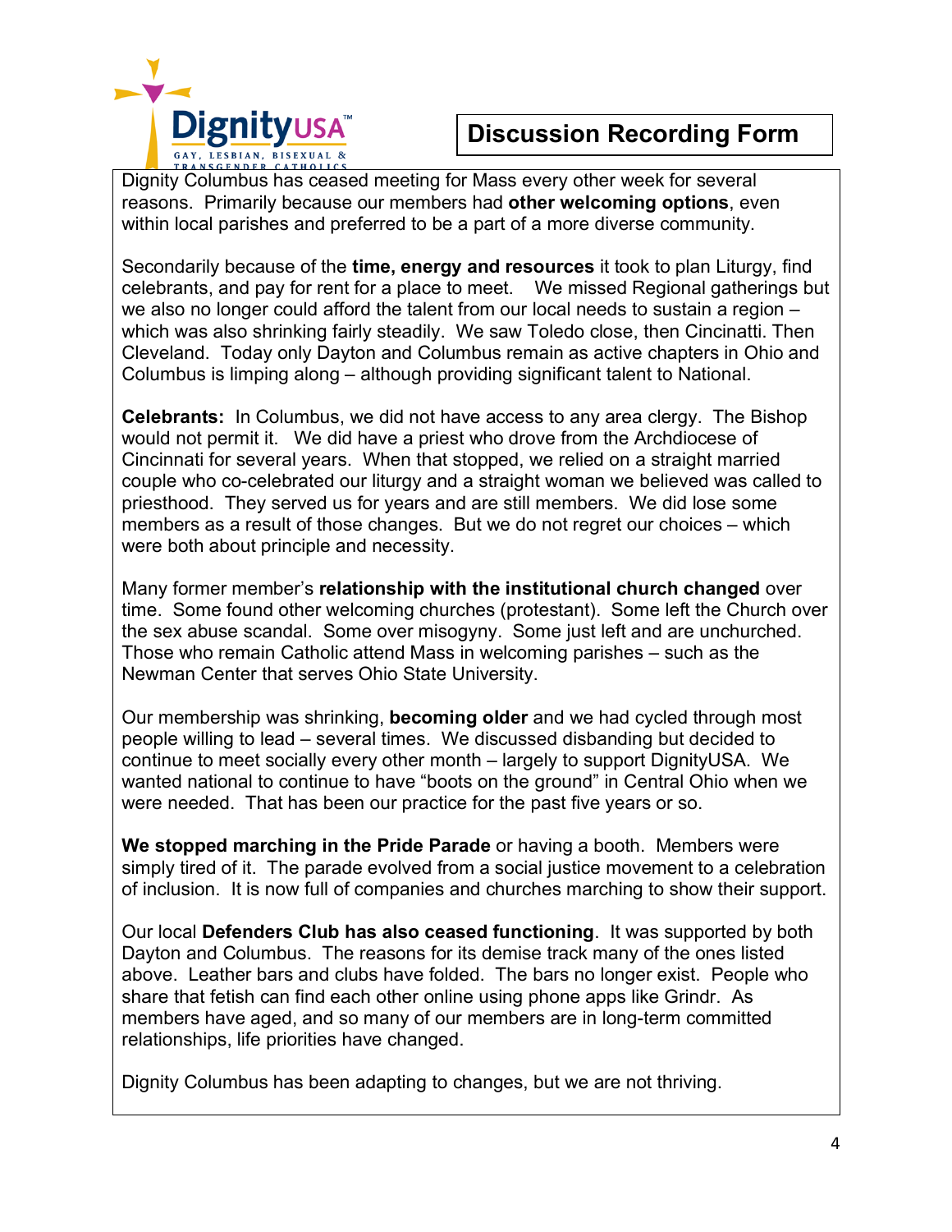DignityUSA™ GAY, LESBIAN, BISEXUAL & TRANSGENDER CATHOLICS

# Discussion Recording Form

Dignity Columbus has ceased meeting for Mass every other week for several reasons. Primarily because our members had **other welcoming options**, even within local parishes and preferred to be a part of a more diverse community.

Secondarily because of the **time, energy and resources** it took to plan Liturgy, find celebrants, and pay for rent for a place to meet. We missed Regional gatherings but we also no longer could afford the talent from our local needs to sustain a region – which was also shrinking fairly steadily. We saw Toledo close, then Cincinatti. Then Cleveland. Today only Dayton and Columbus remain as active chapters in Ohio and Columbus is limping along – although providing significant talent to National.

**Celebrants:** In Columbus, we did not have access to any area clergy. The Bishop would not permit it. We did have a priest who drove from the Archdiocese of Cincinnati for several years. When that stopped, we relied on a straight married couple who co-celebrated our liturgy and a straight woman we believed was called to priesthood. They served us for years and are still members. We did lose some members as a result of those changes. But we do not regret our choices – which were both about principle and necessity.

Many former member's **relationship with the institutional church changed** over time. Some found other welcoming churches (protestant). Some left the Church over the sex abuse scandal. Some over misogyny. Some just left and are unchurched. Those who remain Catholic attend Mass in welcoming parishes – such as the Newman Center that serves Ohio State University.

Our membership was shrinking, **becoming older** and we had cycled through most people willing to lead – several times. We discussed disbanding but decided to continue to meet socially every other month – largely to support DignityUSA. We wanted national to continue to have "boots on the ground" in Central Ohio when we were needed. That has been our practice for the past five years or so.

**We stopped marching in the Pride Parade** or having a booth. Members were simply tired of it. The parade evolved from a social justice movement to a celebration of inclusion. It is now full of companies and churches marching to show their support.

Our local **Defenders Club has also ceased functioning**. It was supported by both Dayton and Columbus. The reasons for its demise track many of the ones listed above. Leather bars and clubs have folded. The bars no longer exist. People who share that fetish can find each other online using phone apps like Grindr. As members have aged, and so many of our members are in long-term committed relationships, life priorities have changed.

Dignity Columbus has been adapting to changes, but we are not thriving.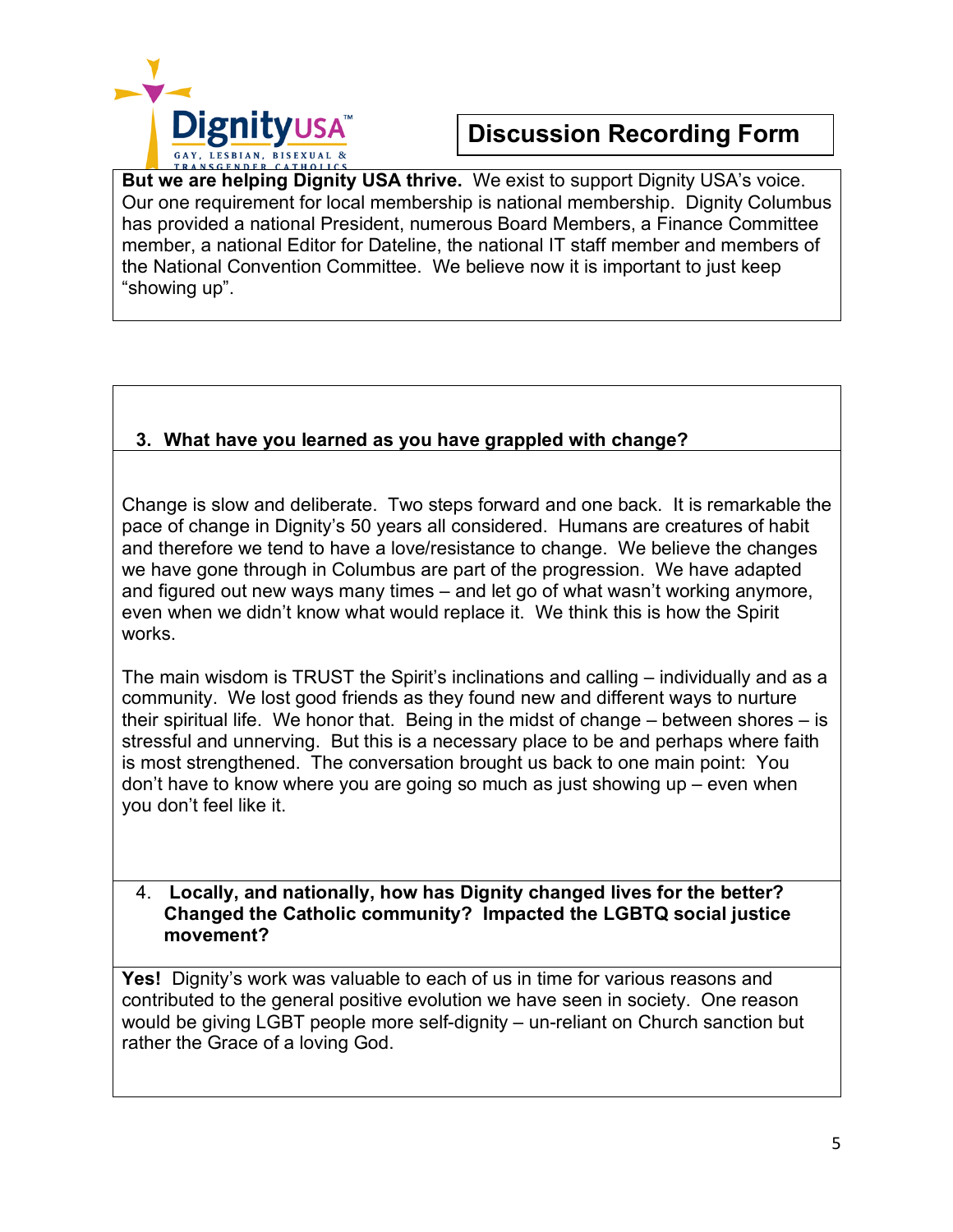# Discussion Recording Form

**But we are helping Dignity USA thrive.** We exist to support Dignity USA's voice. Our one requirement for local membership is national membership. Dignity Columbus has provided a national President, numerous Board Members, a Finance Committee member, a national Editor for Dateline, the national IT staff member and members of the National Convention Committee. We believe now it is important to just keep "showing up".

**3. What have you learned as you have grappled with change?**

Change is slow and deliberate. Two steps forward and one back. It is remarkable the pace of change in Dignity's 50 years all considered. Humans are creatures of habit and therefore we tend to have a love/resistance to change. We believe the changes we have gone through in Columbus are part of the progression. We have adapted and figured out new ways many times – and let go of what wasn't working anymore, even when we didn't know what would replace it. We think this is how the Spirit works.

The main wisdom is TRUST the Spirit's inclinations and calling – individually and as a community. We lost good friends as they found new and different ways to nurture their spiritual life. We honor that. Being in the midst of change – between shores – is stressful and unnerving. But this is a necessary place to be and perhaps where faith is most strengthened. The conversation brought us back to one main point: You don't have to know where you are going so much as just showing up – even when you don't feel like it.

**4. Locally, and nationally, how has Dignity changed lives for the better? Changed the Catholic community? Impacted the LGBTQ social justice movement?**

**Yes!** Dignity's work was valuable to each of us in time for various reasons and contributed to the general positive evolution we have seen in society. One reason would be giving LGBT people more self-dignity – un-reliant on Church sanction but rather the Grace of a loving God.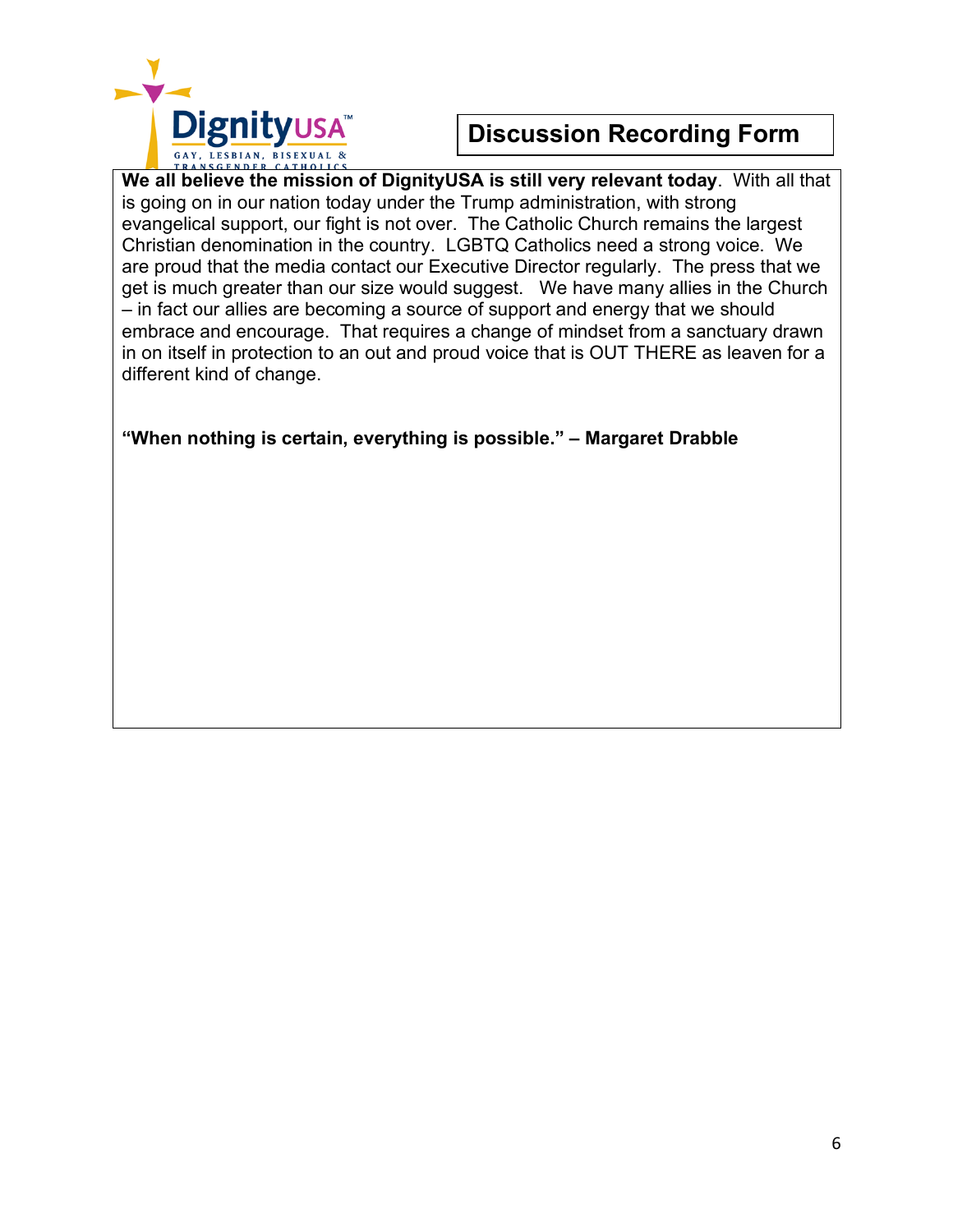DignityUSA

GAY, LESBIAN, BISEXUAL & TRANSGENDER CATHOLICS

# Discussion Recording Form

**We all believe the mission of DignityUSA is still very relevant today**. With all that is going on in our nation today under the Trump administration, with strong evangelical support, our fight is not over. The Catholic Church remains the largest Christian denomination in the country. LGBTQ Catholics need a strong voice. We are proud that the media contact our Executive Director regularly. The press that we get is much greater than our size would suggest. We have many allies in the Church – in fact our allies are becoming a source of support and energy that we should embrace and encourage. That requires a change of mindset from a sanctuary drawn in on itself in protection to an out and proud voice that is OUT THERE as leaven for a different kind of change.

**“When nothing is certain, everything is possible.” – Margaret Drabble**